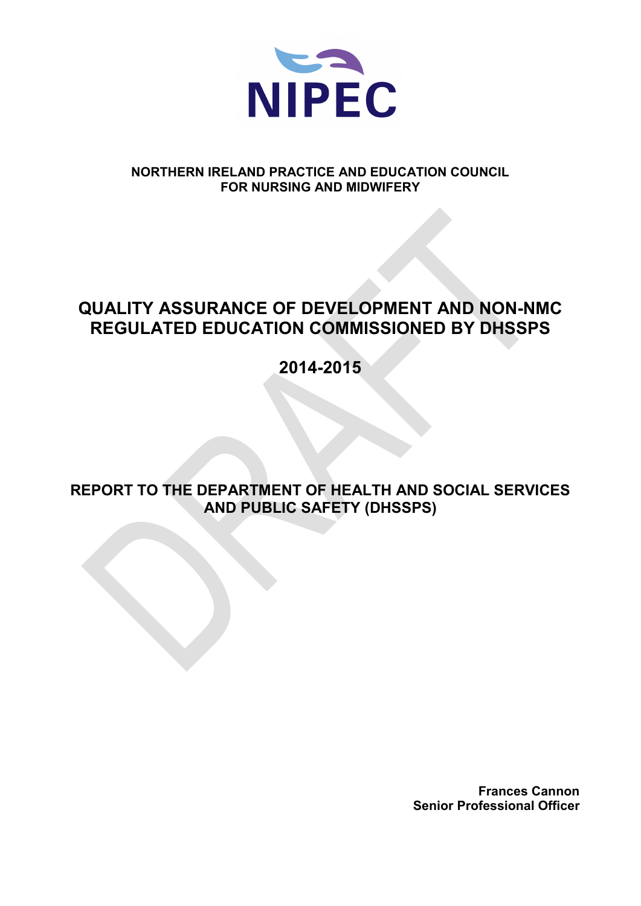NIPEC

**NORTHERN IRELAND PRACTICE AND EDUCATION COUNCIL FOR NURSING AND MIDWIFERY**

# QUALITY ASSURANCE OF DEVELOPMENT AND NON-NMC REGULATED EDUCATION COMMISSIONED BY DHSSPS

# 2014-2015

## REPORT TO THE DEPARTMENT OF HEALTH AND SOCIAL SERVICES AND PUBLIC SAFETY (DHSSPS)

DRAFT

**Frances Cannon**
**Senior Professional Officer**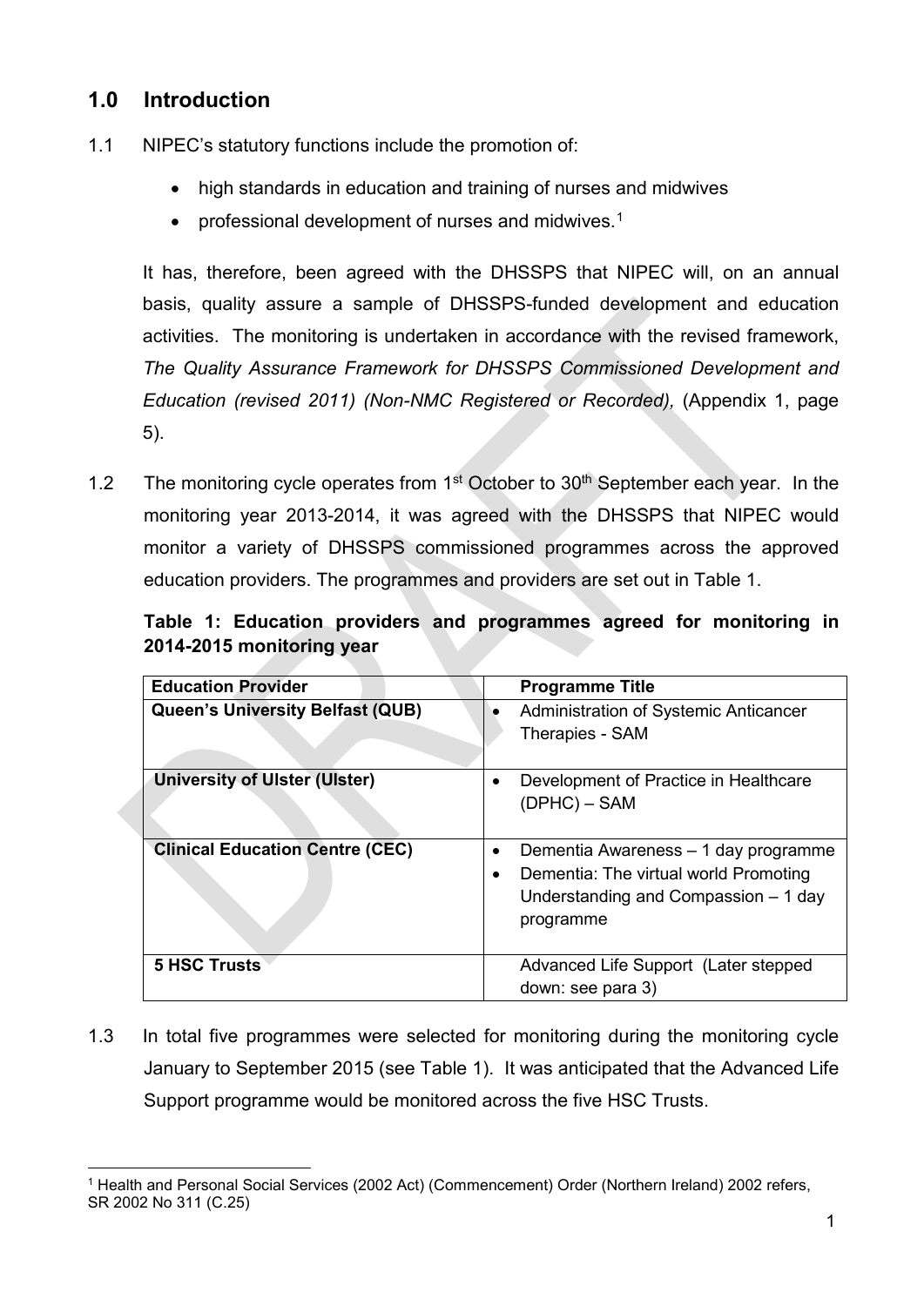## 1.0 Introduction

1.1 NIPEC's statutory functions include the promotion of:

- high standards in education and training of nurses and midwives
- professional development of nurses and midwives.[1]

It has, therefore, been agreed with the DHSSPS that NIPEC will, on an annual basis, quality assure a sample of DHSSPS-funded development and education activities. The monitoring is undertaken in accordance with the revised framework, *The Quality Assurance Framework for DHSSPS Commissioned Development and Education (revised 2011) (Non-NMC Registered or Recorded),* (Appendix 1, page 5).

1.2 The monitoring cycle operates from 1st October to 30th September each year. In the monitoring year 2013-2014, it was agreed with the DHSSPS that NIPEC would monitor a variety of DHSSPS commissioned programmes across the approved education providers. The programmes and providers are set out in Table 1.

**Table 1: Education providers and programmes agreed for monitoring in 2014-2015 monitoring year**

| Education Provider | Programme Title |
|---|---|
| **Queen's University Belfast (QUB)** | • Administration of Systemic Anticancer Therapies - SAM |
| **University of Ulster (Ulster)** | • Development of Practice in Healthcare (DPHC) – SAM |
| **Clinical Education Centre (CEC)** | • Dementia Awareness – 1 day programme<br>• Dementia: The virtual world Promoting Understanding and Compassion – 1 day programme |
| **5 HSC Trusts** | Advanced Life Support (Later stepped down: see para 3) |

1.3 In total five programmes were selected for monitoring during the monitoring cycle January to September 2015 (see Table 1). It was anticipated that the Advanced Life Support programme would be monitored across the five HSC Trusts.

[1] Health and Personal Social Services (2002 Act) (Commencement) Order (Northern Ireland) 2002 refers, SR 2002 No 311 (C.25)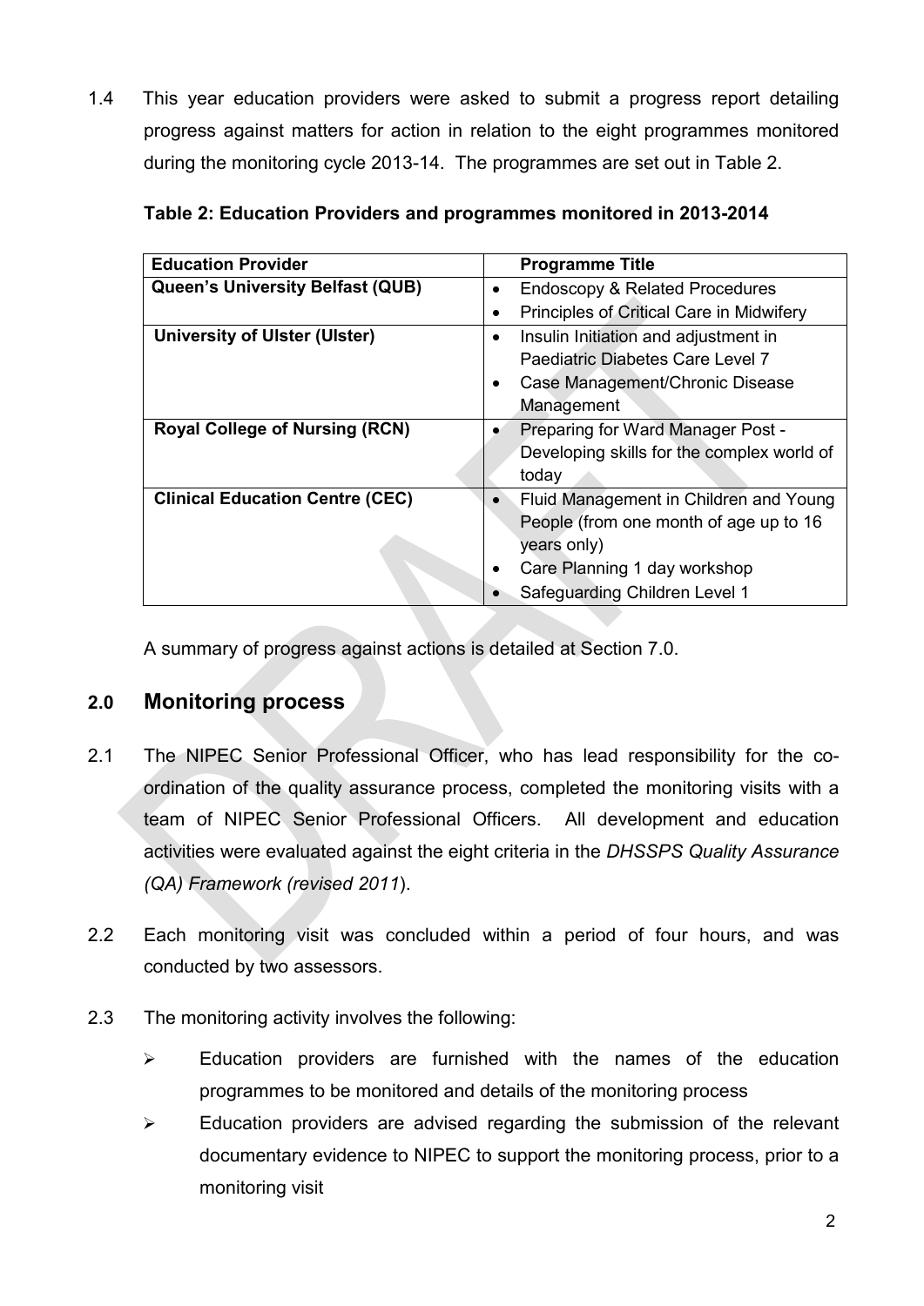1.4 This year education providers were asked to submit a progress report detailing progress against matters for action in relation to the eight programmes monitored during the monitoring cycle 2013-14. The programmes are set out in Table 2.

**Table 2: Education Providers and programmes monitored in 2013-2014**

| Education Provider | Programme Title |
|---|---|
| **Queen's University Belfast (QUB)** | • Endoscopy & Related Procedures<br>• Principles of Critical Care in Midwifery |
| **University of Ulster (Ulster)** | • Insulin Initiation and adjustment in Paediatric Diabetes Care Level 7<br>• Case Management/Chronic Disease Management |
| **Royal College of Nursing (RCN)** | • Preparing for Ward Manager Post - Developing skills for the complex world of today |
| **Clinical Education Centre (CEC)** | • Fluid Management in Children and Young People (from one month of age up to 16 years only)<br>• Care Planning 1 day workshop<br>• Safeguarding Children Level 1 |

A summary of progress against actions is detailed at Section 7.0.

## 2.0 Monitoring process

2.1 The NIPEC Senior Professional Officer, who has lead responsibility for the co-ordination of the quality assurance process, completed the monitoring visits with a team of NIPEC Senior Professional Officers. All development and education activities were evaluated against the eight criteria in the *DHSSPS Quality Assurance (QA) Framework (revised 2011*).

2.2 Each monitoring visit was concluded within a period of four hours, and was conducted by two assessors.

2.3 The monitoring activity involves the following:

- Education providers are furnished with the names of the education programmes to be monitored and details of the monitoring process
- Education providers are advised regarding the submission of the relevant documentary evidence to NIPEC to support the monitoring process, prior to a monitoring visit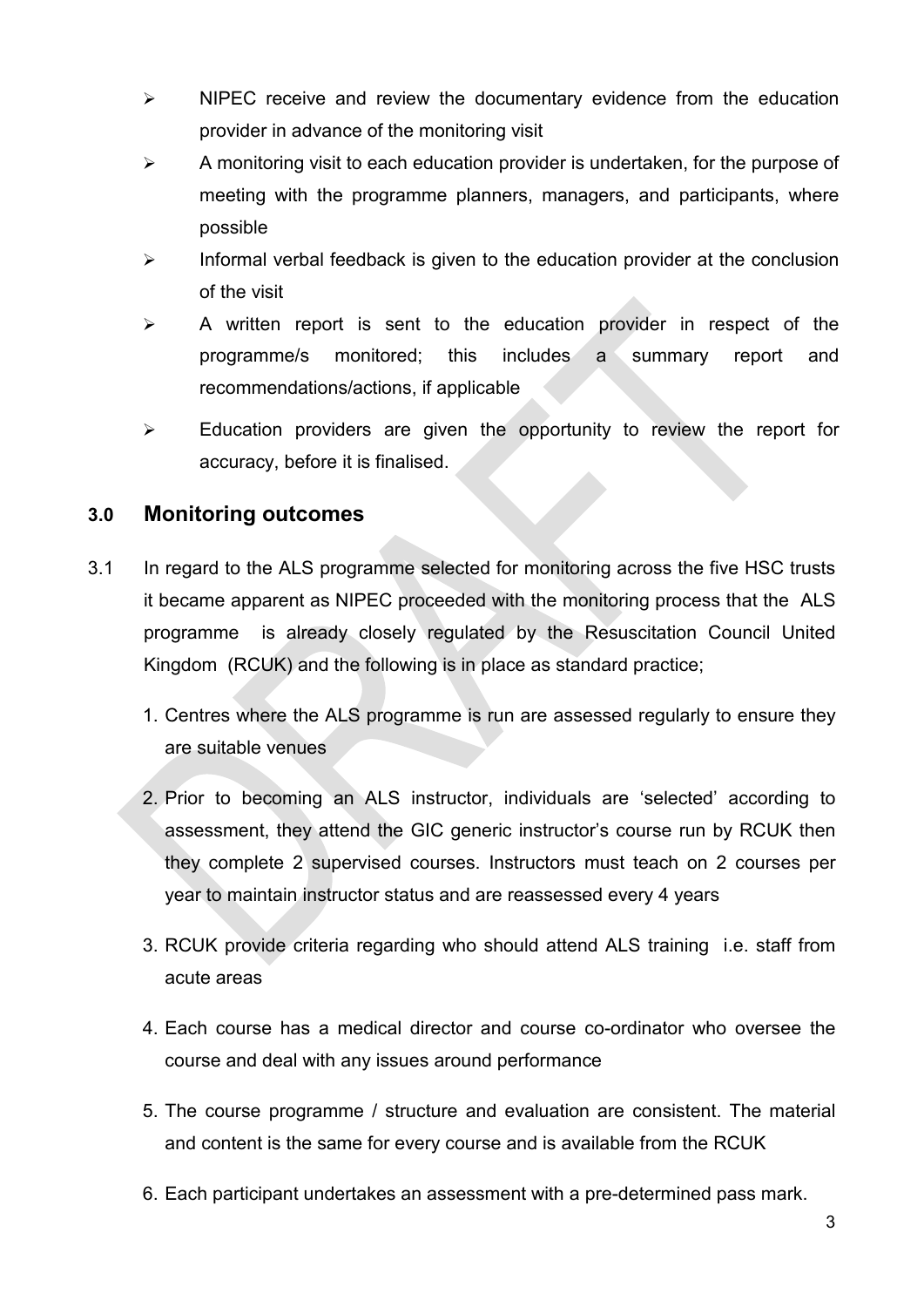- NIPEC receive and review the documentary evidence from the education provider in advance of the monitoring visit
- A monitoring visit to each education provider is undertaken, for the purpose of meeting with the programme planners, managers, and participants, where possible
- Informal verbal feedback is given to the education provider at the conclusion of the visit
- A written report is sent to the education provider in respect of the programme/s monitored; this includes a summary report and recommendations/actions, if applicable
- Education providers are given the opportunity to review the report for accuracy, before it is finalised.

## 3.0 Monitoring outcomes

3.1 In regard to the ALS programme selected for monitoring across the five HSC trusts it became apparent as NIPEC proceeded with the monitoring process that the ALS programme is already closely regulated by the Resuscitation Council United Kingdom (RCUK) and the following is in place as standard practice;

1. Centres where the ALS programme is run are assessed regularly to ensure they are suitable venues
2. Prior to becoming an ALS instructor, individuals are 'selected' according to assessment, they attend the GIC generic instructor's course run by RCUK then they complete 2 supervised courses. Instructors must teach on 2 courses per year to maintain instructor status and are reassessed every 4 years
3. RCUK provide criteria regarding who should attend ALS training i.e. staff from acute areas
4. Each course has a medical director and course co-ordinator who oversee the course and deal with any issues around performance
5. The course programme / structure and evaluation are consistent. The material and content is the same for every course and is available from the RCUK
6. Each participant undertakes an assessment with a pre-determined pass mark.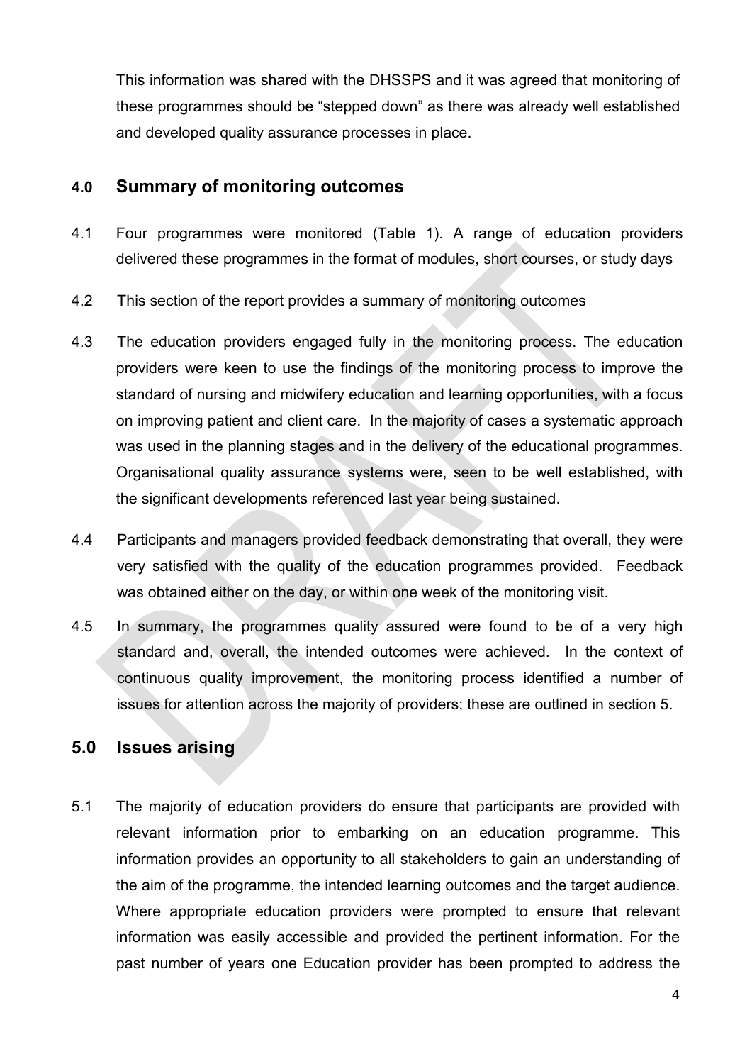This information was shared with the DHSSPS and it was agreed that monitoring of these programmes should be "stepped down" as there was already well established and developed quality assurance processes in place.

## 4.0 Summary of monitoring outcomes

4.1 Four programmes were monitored (Table 1). A range of education providers delivered these programmes in the format of modules, short courses, or study days

4.2 This section of the report provides a summary of monitoring outcomes

4.3 The education providers engaged fully in the monitoring process. The education providers were keen to use the findings of the monitoring process to improve the standard of nursing and midwifery education and learning opportunities, with a focus on improving patient and client care. In the majority of cases a systematic approach was used in the planning stages and in the delivery of the educational programmes. Organisational quality assurance systems were, seen to be well established, with the significant developments referenced last year being sustained.

4.4 Participants and managers provided feedback demonstrating that overall, they were very satisfied with the quality of the education programmes provided. Feedback was obtained either on the day, or within one week of the monitoring visit.

4.5 In summary, the programmes quality assured were found to be of a very high standard and, overall, the intended outcomes were achieved. In the context of continuous quality improvement, the monitoring process identified a number of issues for attention across the majority of providers; these are outlined in section 5.

## 5.0 Issues arising

5.1 The majority of education providers do ensure that participants are provided with relevant information prior to embarking on an education programme. This information provides an opportunity to all stakeholders to gain an understanding of the aim of the programme, the intended learning outcomes and the target audience. Where appropriate education providers were prompted to ensure that relevant information was easily accessible and provided the pertinent information. For the past number of years one Education provider has been prompted to address the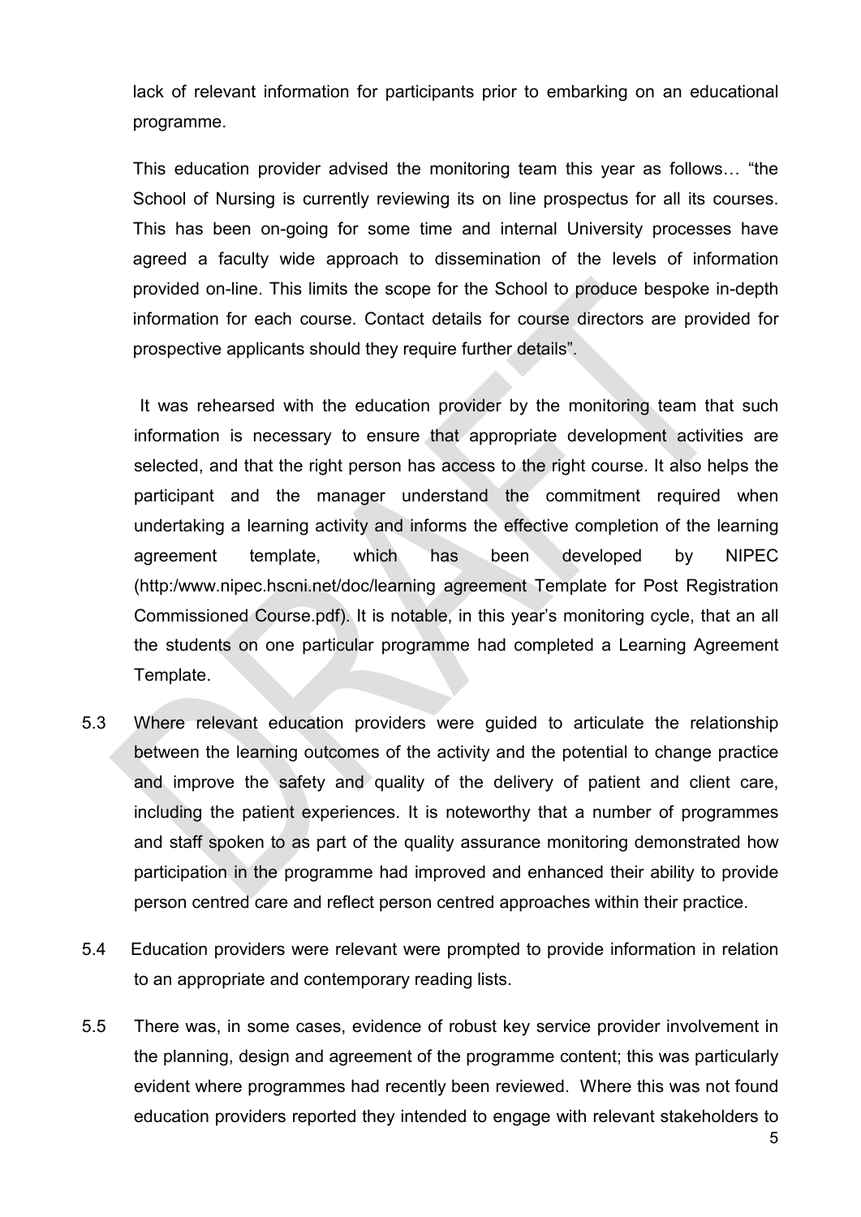lack of relevant information for participants prior to embarking on an educational programme.

This education provider advised the monitoring team this year as follows… "the School of Nursing is currently reviewing its on line prospectus for all its courses. This has been on-going for some time and internal University processes have agreed a faculty wide approach to dissemination of the levels of information provided on-line. This limits the scope for the School to produce bespoke in-depth information for each course. Contact details for course directors are provided for prospective applicants should they require further details".

It was rehearsed with the education provider by the monitoring team that such information is necessary to ensure that appropriate development activities are selected, and that the right person has access to the right course. It also helps the participant and the manager understand the commitment required when undertaking a learning activity and informs the effective completion of the learning agreement template, which has been developed by NIPEC (http:/www.nipec.hscni.net/doc/learning agreement Template for Post Registration Commissioned Course.pdf). It is notable, in this year's monitoring cycle, that an all the students on one particular programme had completed a Learning Agreement Template.

5.3 Where relevant education providers were guided to articulate the relationship between the learning outcomes of the activity and the potential to change practice and improve the safety and quality of the delivery of patient and client care, including the patient experiences. It is noteworthy that a number of programmes and staff spoken to as part of the quality assurance monitoring demonstrated how participation in the programme had improved and enhanced their ability to provide person centred care and reflect person centred approaches within their practice.

5.4 Education providers were relevant were prompted to provide information in relation to an appropriate and contemporary reading lists.

5.5 There was, in some cases, evidence of robust key service provider involvement in the planning, design and agreement of the programme content; this was particularly evident where programmes had recently been reviewed. Where this was not found education providers reported they intended to engage with relevant stakeholders to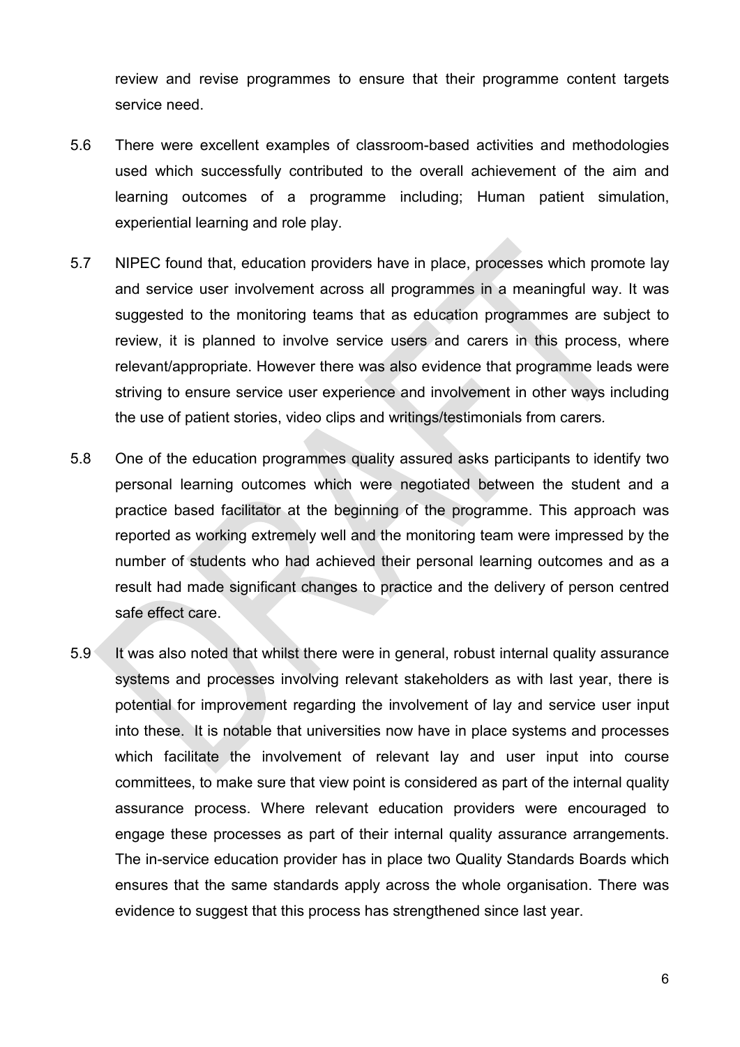review and revise programmes to ensure that their programme content targets service need.

5.6 There were excellent examples of classroom-based activities and methodologies used which successfully contributed to the overall achievement of the aim and learning outcomes of a programme including; Human patient simulation, experiential learning and role play.

5.7 NIPEC found that, education providers have in place, processes which promote lay and service user involvement across all programmes in a meaningful way. It was suggested to the monitoring teams that as education programmes are subject to review, it is planned to involve service users and carers in this process, where relevant/appropriate. However there was also evidence that programme leads were striving to ensure service user experience and involvement in other ways including the use of patient stories, video clips and writings/testimonials from carers.

5.8 One of the education programmes quality assured asks participants to identify two personal learning outcomes which were negotiated between the student and a practice based facilitator at the beginning of the programme. This approach was reported as working extremely well and the monitoring team were impressed by the number of students who had achieved their personal learning outcomes and as a result had made significant changes to practice and the delivery of person centred safe effect care.

5.9 It was also noted that whilst there were in general, robust internal quality assurance systems and processes involving relevant stakeholders as with last year, there is potential for improvement regarding the involvement of lay and service user input into these. It is notable that universities now have in place systems and processes which facilitate the involvement of relevant lay and user input into course committees, to make sure that view point is considered as part of the internal quality assurance process. Where relevant education providers were encouraged to engage these processes as part of their internal quality assurance arrangements. The in-service education provider has in place two Quality Standards Boards which ensures that the same standards apply across the whole organisation. There was evidence to suggest that this process has strengthened since last year.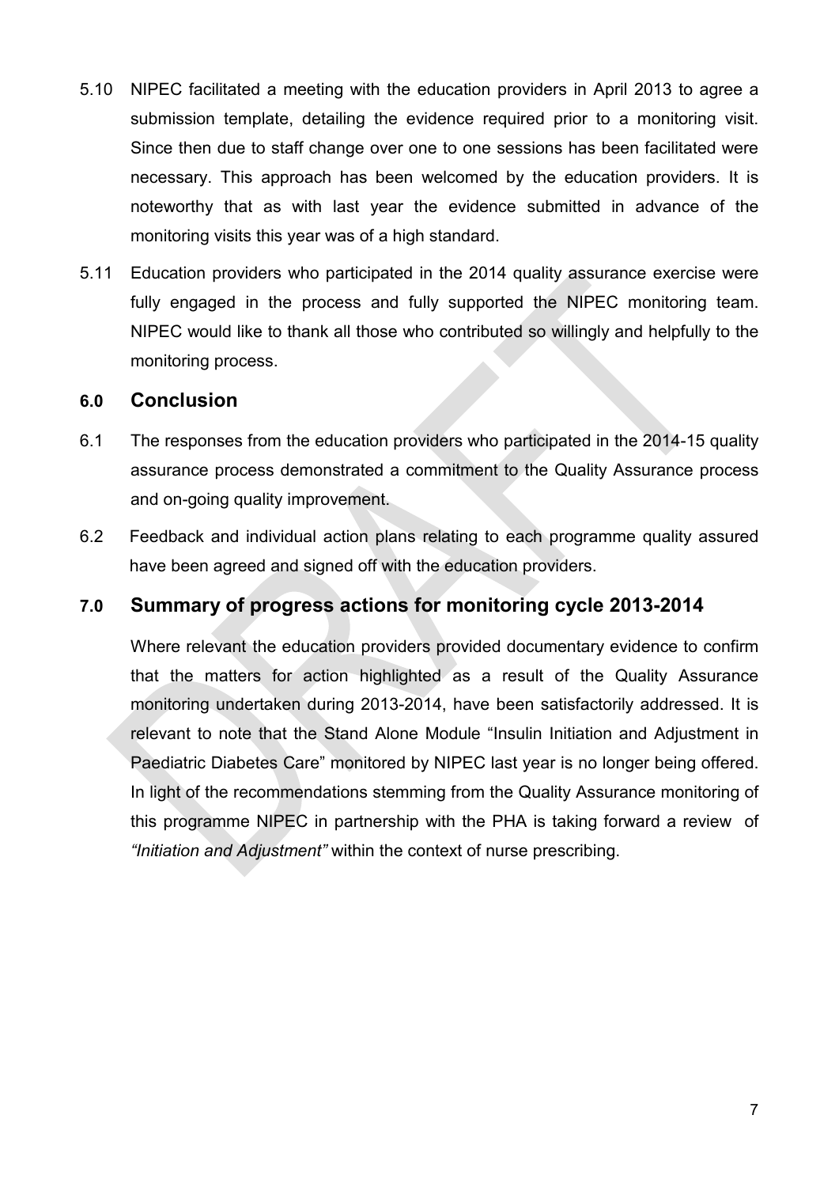5.10 NIPEC facilitated a meeting with the education providers in April 2013 to agree a submission template, detailing the evidence required prior to a monitoring visit. Since then due to staff change over one to one sessions has been facilitated were necessary. This approach has been welcomed by the education providers. It is noteworthy that as with last year the evidence submitted in advance of the monitoring visits this year was of a high standard.

5.11 Education providers who participated in the 2014 quality assurance exercise were fully engaged in the process and fully supported the NIPEC monitoring team. NIPEC would like to thank all those who contributed so willingly and helpfully to the monitoring process.

## 6.0 Conclusion

6.1 The responses from the education providers who participated in the 2014-15 quality assurance process demonstrated a commitment to the Quality Assurance process and on-going quality improvement.

6.2 Feedback and individual action plans relating to each programme quality assured have been agreed and signed off with the education providers.

## 7.0 Summary of progress actions for monitoring cycle 2013-2014

Where relevant the education providers provided documentary evidence to confirm that the matters for action highlighted as a result of the Quality Assurance monitoring undertaken during 2013-2014, have been satisfactorily addressed. It is relevant to note that the Stand Alone Module "Insulin Initiation and Adjustment in Paediatric Diabetes Care" monitored by NIPEC last year is no longer being offered. In light of the recommendations stemming from the Quality Assurance monitoring of this programme NIPEC in partnership with the PHA is taking forward a review of *"Initiation and Adjustment"* within the context of nurse prescribing.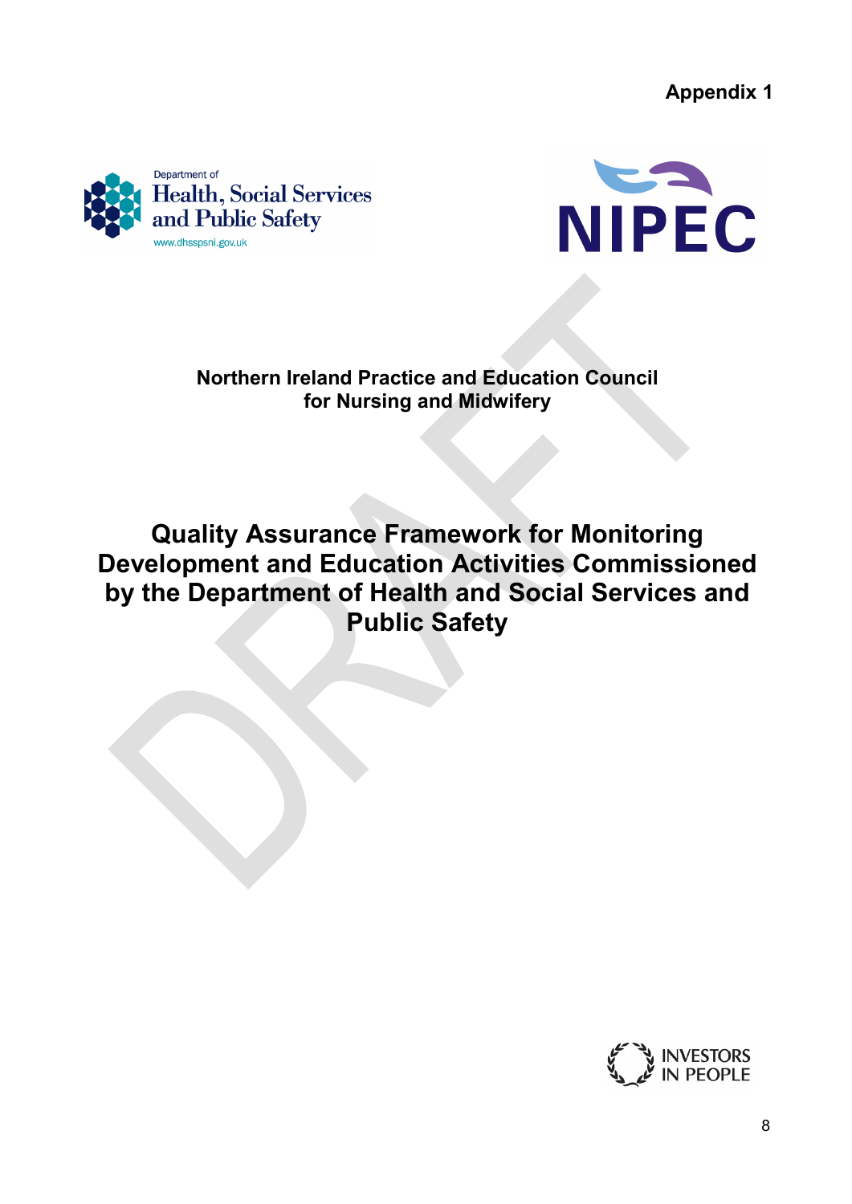**Appendix 1**

Northern Ireland Practice and Education Council for Nursing and Midwifery

# Quality Assurance Framework for Monitoring Development and Education Activities Commissioned by the Department of Health and Social Services and Public Safety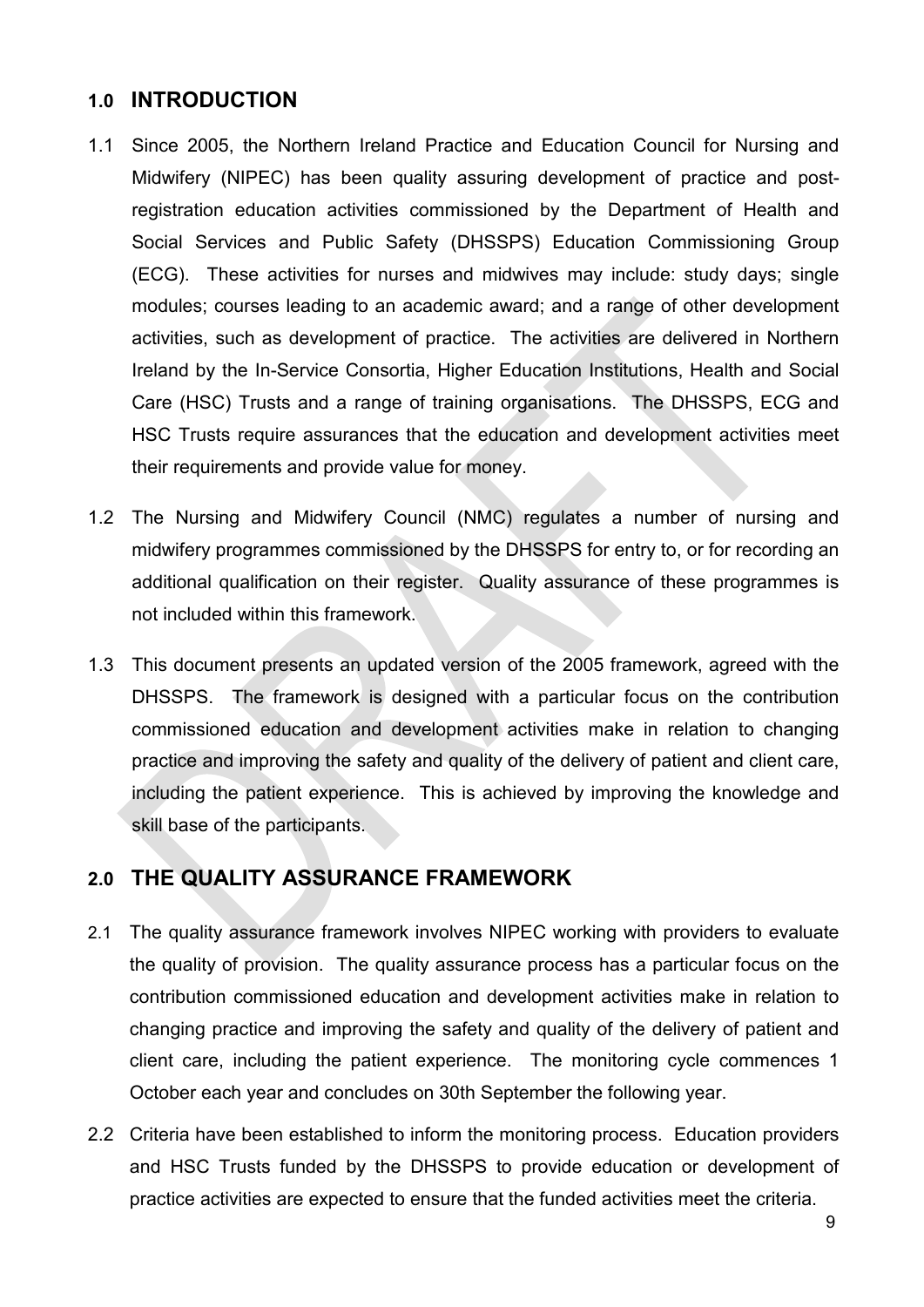## 1.0 INTRODUCTION

1.1 Since 2005, the Northern Ireland Practice and Education Council for Nursing and Midwifery (NIPEC) has been quality assuring development of practice and post-registration education activities commissioned by the Department of Health and Social Services and Public Safety (DHSSPS) Education Commissioning Group (ECG). These activities for nurses and midwives may include: study days; single modules; courses leading to an academic award; and a range of other development activities, such as development of practice. The activities are delivered in Northern Ireland by the In-Service Consortia, Higher Education Institutions, Health and Social Care (HSC) Trusts and a range of training organisations. The DHSSPS, ECG and HSC Trusts require assurances that the education and development activities meet their requirements and provide value for money.

1.2 The Nursing and Midwifery Council (NMC) regulates a number of nursing and midwifery programmes commissioned by the DHSSPS for entry to, or for recording an additional qualification on their register. Quality assurance of these programmes is not included within this framework.

1.3 This document presents an updated version of the 2005 framework, agreed with the DHSSPS. The framework is designed with a particular focus on the contribution commissioned education and development activities make in relation to changing practice and improving the safety and quality of the delivery of patient and client care, including the patient experience. This is achieved by improving the knowledge and skill base of the participants.

## 2.0 THE QUALITY ASSURANCE FRAMEWORK

2.1 The quality assurance framework involves NIPEC working with providers to evaluate the quality of provision. The quality assurance process has a particular focus on the contribution commissioned education and development activities make in relation to changing practice and improving the safety and quality of the delivery of patient and client care, including the patient experience. The monitoring cycle commences 1 October each year and concludes on 30th September the following year.

2.2 Criteria have been established to inform the monitoring process. Education providers and HSC Trusts funded by the DHSSPS to provide education or development of practice activities are expected to ensure that the funded activities meet the criteria.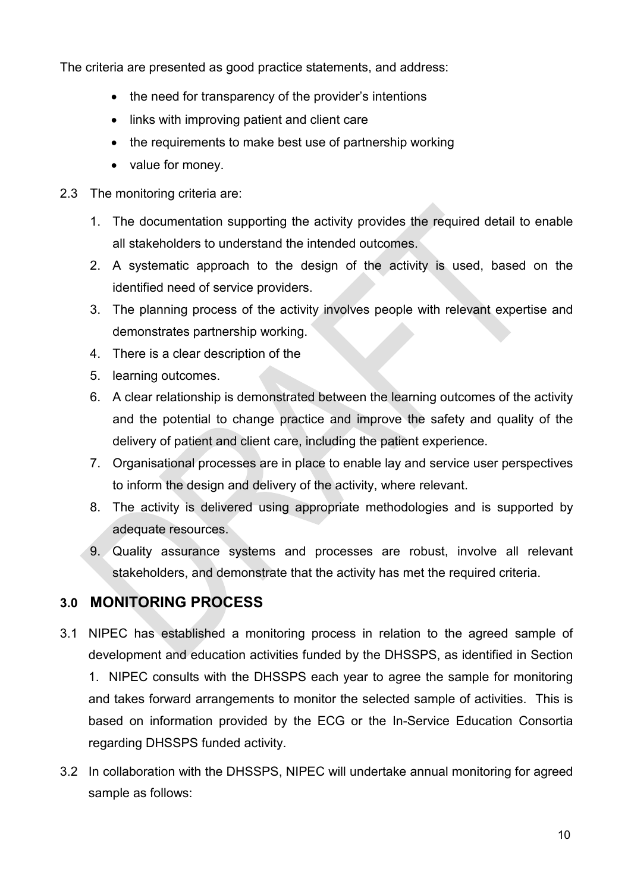The criteria are presented as good practice statements, and address:

- the need for transparency of the provider's intentions
- links with improving patient and client care
- the requirements to make best use of partnership working
- value for money.

2.3 The monitoring criteria are:

1. The documentation supporting the activity provides the required detail to enable all stakeholders to understand the intended outcomes.
2. A systematic approach to the design of the activity is used, based on the identified need of service providers.
3. The planning process of the activity involves people with relevant expertise and demonstrates partnership working.
4. There is a clear description of the
5. learning outcomes.
6. A clear relationship is demonstrated between the learning outcomes of the activity and the potential to change practice and improve the safety and quality of the delivery of patient and client care, including the patient experience.
7. Organisational processes are in place to enable lay and service user perspectives to inform the design and delivery of the activity, where relevant.
8. The activity is delivered using appropriate methodologies and is supported by adequate resources.
9. Quality assurance systems and processes are robust, involve all relevant stakeholders, and demonstrate that the activity has met the required criteria.

## 3.0 MONITORING PROCESS

3.1 NIPEC has established a monitoring process in relation to the agreed sample of development and education activities funded by the DHSSPS, as identified in Section 1. NIPEC consults with the DHSSPS each year to agree the sample for monitoring and takes forward arrangements to monitor the selected sample of activities. This is based on information provided by the ECG or the In-Service Education Consortia regarding DHSSPS funded activity.

3.2 In collaboration with the DHSSPS, NIPEC will undertake annual monitoring for agreed sample as follows: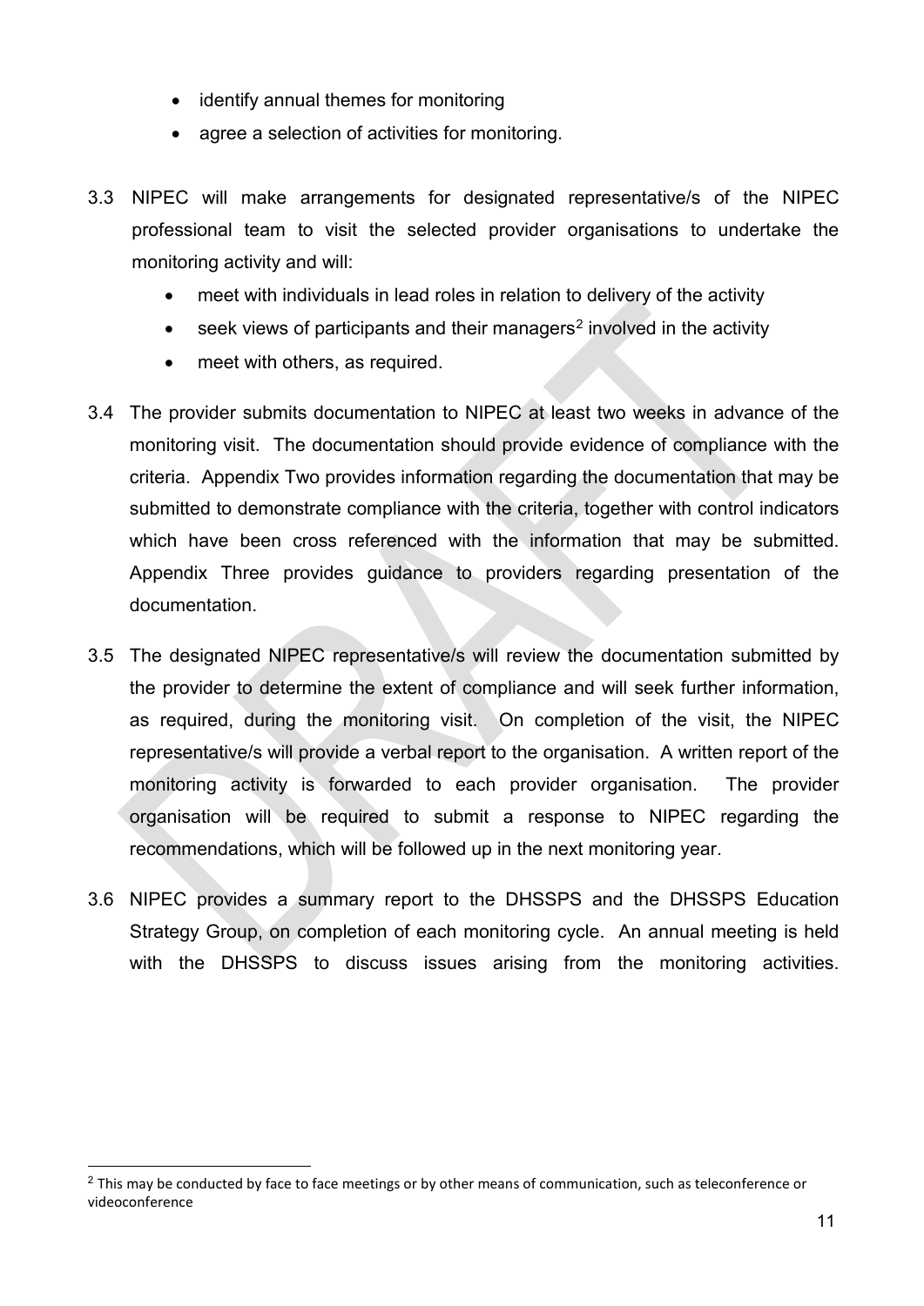- identify annual themes for monitoring
- agree a selection of activities for monitoring.

3.3 NIPEC will make arrangements for designated representative/s of the NIPEC professional team to visit the selected provider organisations to undertake the monitoring activity and will:

- meet with individuals in lead roles in relation to delivery of the activity
- seek views of participants and their managers[2] involved in the activity
- meet with others, as required.

3.4 The provider submits documentation to NIPEC at least two weeks in advance of the monitoring visit. The documentation should provide evidence of compliance with the criteria. Appendix Two provides information regarding the documentation that may be submitted to demonstrate compliance with the criteria, together with control indicators which have been cross referenced with the information that may be submitted. Appendix Three provides guidance to providers regarding presentation of the documentation.

3.5 The designated NIPEC representative/s will review the documentation submitted by the provider to determine the extent of compliance and will seek further information, as required, during the monitoring visit. On completion of the visit, the NIPEC representative/s will provide a verbal report to the organisation. A written report of the monitoring activity is forwarded to each provider organisation. The provider organisation will be required to submit a response to NIPEC regarding the recommendations, which will be followed up in the next monitoring year.

3.6 NIPEC provides a summary report to the DHSSPS and the DHSSPS Education Strategy Group, on completion of each monitoring cycle. An annual meeting is held with the DHSSPS to discuss issues arising from the monitoring activities.

[2] This may be conducted by face to face meetings or by other means of communication, such as teleconference or videoconference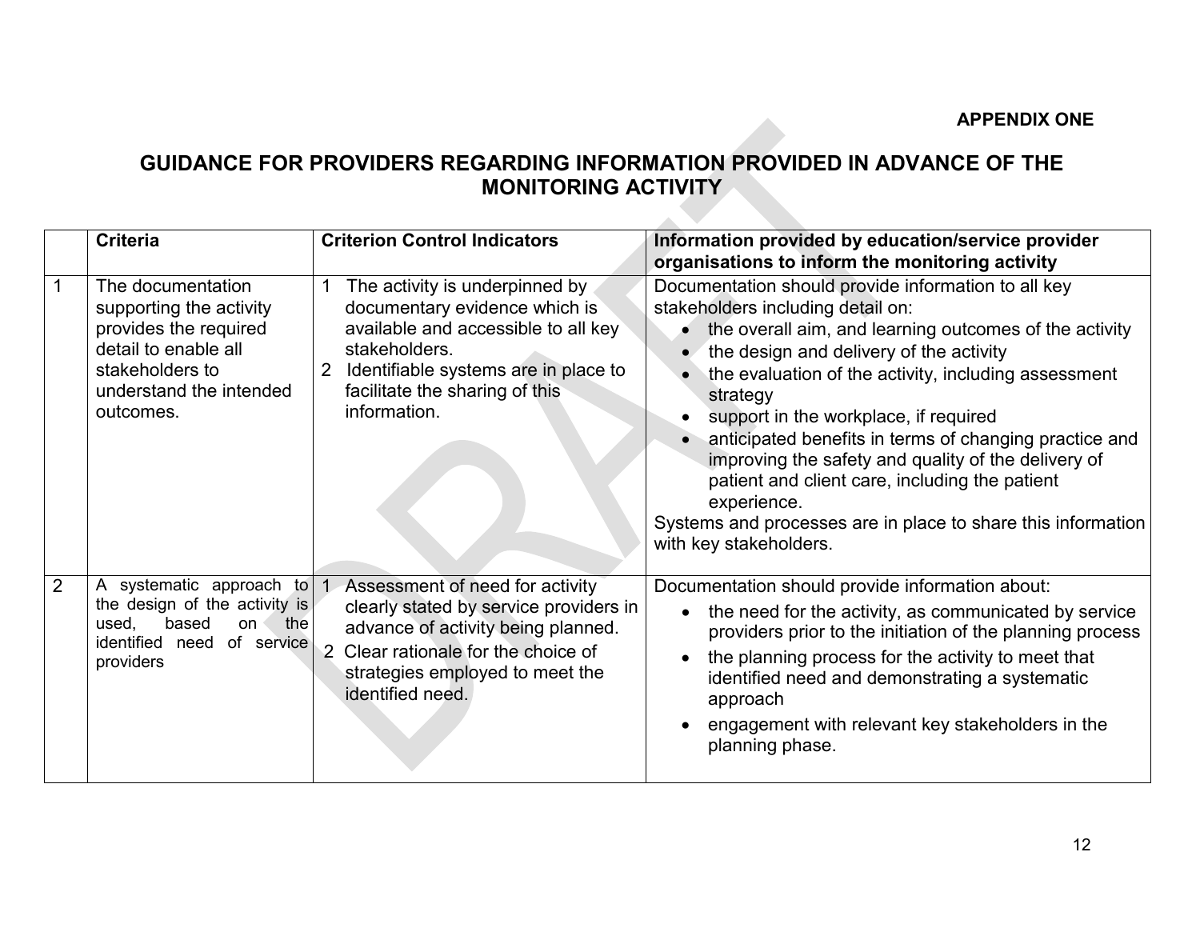**APPENDIX ONE**

## GUIDANCE FOR PROVIDERS REGARDING INFORMATION PROVIDED IN ADVANCE OF THE MONITORING ACTIVITY

| | Criteria | Criterion Control Indicators | Information provided by education/service provider organisations to inform the monitoring activity |
|---|---|---|---|
| 1 | The documentation supporting the activity provides the required detail to enable all stakeholders to understand the intended outcomes. | 1 The activity is underpinned by documentary evidence which is available and accessible to all key stakeholders.<br>2 Identifiable systems are in place to facilitate the sharing of this information. | Documentation should provide information to all key stakeholders including detail on:<br>• the overall aim, and learning outcomes of the activity<br>• the design and delivery of the activity<br>• the evaluation of the activity, including assessment strategy<br>• support in the workplace, if required<br>• anticipated benefits in terms of changing practice and improving the safety and quality of the delivery of patient and client care, including the patient experience.<br>Systems and processes are in place to share this information with key stakeholders. |
| 2 | A systematic approach to the design of the activity is used, based on the identified need of service providers | 1 Assessment of need for activity clearly stated by service providers in advance of activity being planned.<br>2 Clear rationale for the choice of strategies employed to meet the identified need. | Documentation should provide information about:<br>• the need for the activity, as communicated by service providers prior to the initiation of the planning process<br>• the planning process for the activity to meet that identified need and demonstrating a systematic approach<br>• engagement with relevant key stakeholders in the planning phase. |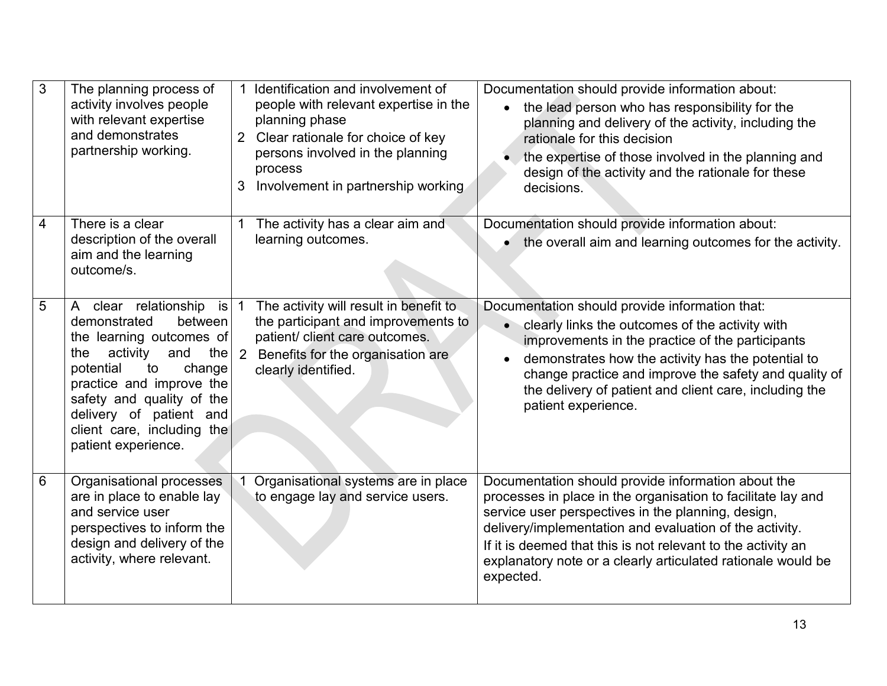| 3 | The planning process of activity involves people with relevant expertise and demonstrates partnership working. | 1 Identification and involvement of people with relevant expertise in the planning phase<br>2 Clear rationale for choice of key persons involved in the planning process<br>3 Involvement in partnership working | Documentation should provide information about:<br>• the lead person who has responsibility for the planning and delivery of the activity, including the rationale for this decision<br>• the expertise of those involved in the planning and design of the activity and the rationale for these decisions. |
|---|---|---|---|
| 4 | There is a clear description of the overall aim and the learning outcome/s. | 1 The activity has a clear aim and learning outcomes. | Documentation should provide information about:<br>• the overall aim and learning outcomes for the activity. |
| 5 | A clear relationship is demonstrated between the learning outcomes of the activity and the potential to change practice and improve the safety and quality of the delivery of patient and client care, including the patient experience. | 1 The activity will result in benefit to the participant and improvements to patient/ client care outcomes.<br>2 Benefits for the organisation are clearly identified. | Documentation should provide information that:<br>• clearly links the outcomes of the activity with improvements in the practice of the participants<br>• demonstrates how the activity has the potential to change practice and improve the safety and quality of the delivery of patient and client care, including the patient experience. |
| 6 | Organisational processes are in place to enable lay and service user perspectives to inform the design and delivery of the activity, where relevant. | 1 Organisational systems are in place to engage lay and service users. | Documentation should provide information about the processes in place in the organisation to facilitate lay and service user perspectives in the planning, design, delivery/implementation and evaluation of the activity.<br>If it is deemed that this is not relevant to the activity an explanatory note or a clearly articulated rationale would be expected. |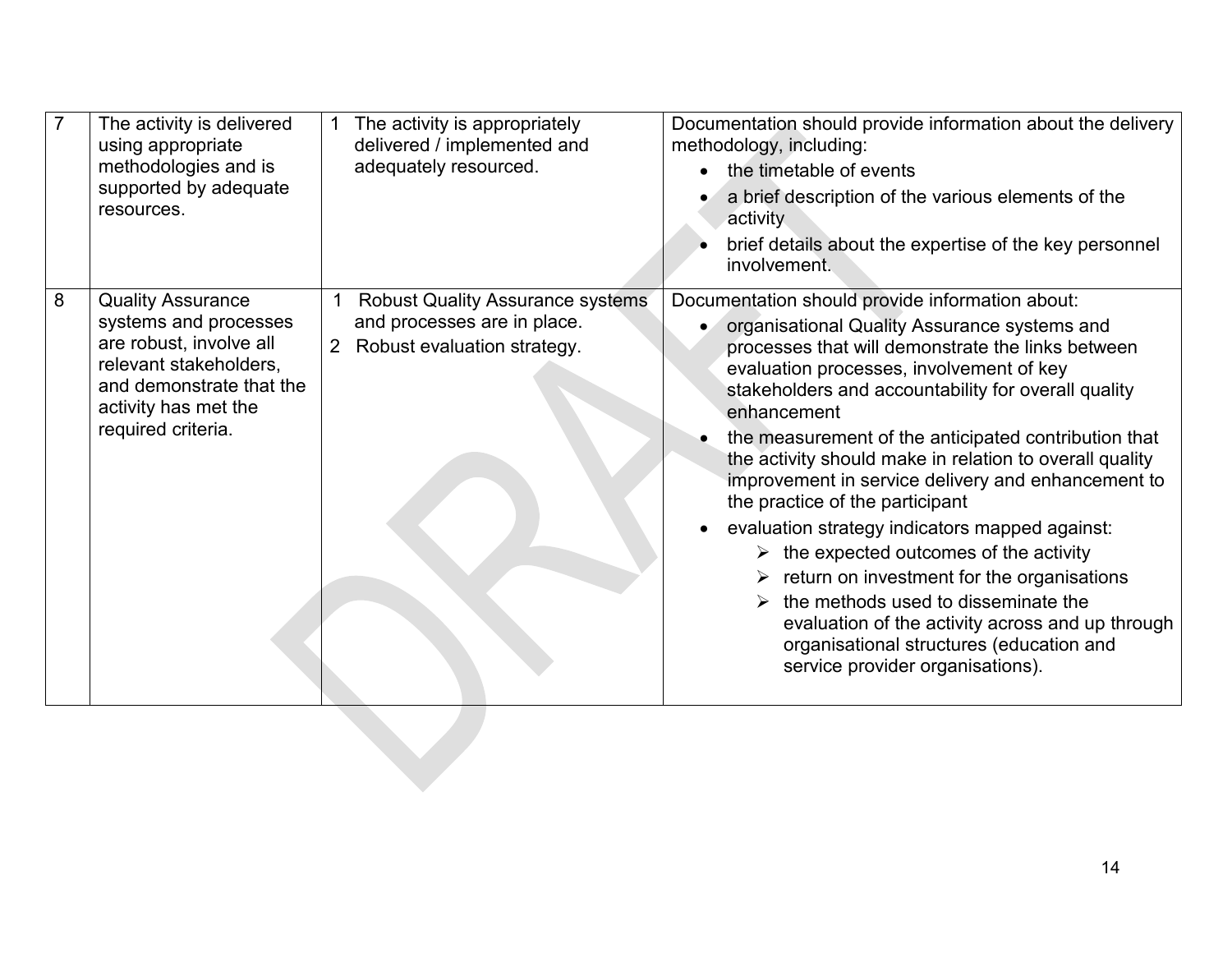| | | | |
|---|---|---|---|
| 7 | The activity is delivered using appropriate methodologies and is supported by adequate resources. | 1 The activity is appropriately delivered / implemented and adequately resourced. | Documentation should provide information about the delivery methodology, including:<br>• the timetable of events<br>• a brief description of the various elements of the activity<br>• brief details about the expertise of the key personnel involvement. |
| 8 | Quality Assurance systems and processes are robust, involve all relevant stakeholders, and demonstrate that the activity has met the required criteria. | 1 Robust Quality Assurance systems and processes are in place.<br>2 Robust evaluation strategy. | Documentation should provide information about:<br>• organisational Quality Assurance systems and processes that will demonstrate the links between evaluation processes, involvement of key stakeholders and accountability for overall quality enhancement<br>• the measurement of the anticipated contribution that the activity should make in relation to overall quality improvement in service delivery and enhancement to the practice of the participant<br>• evaluation strategy indicators mapped against:<br>  ➢ the expected outcomes of the activity<br>  ➢ return on investment for the organisations<br>  ➢ the methods used to disseminate the evaluation of the activity across and up through organisational structures (education and service provider organisations). |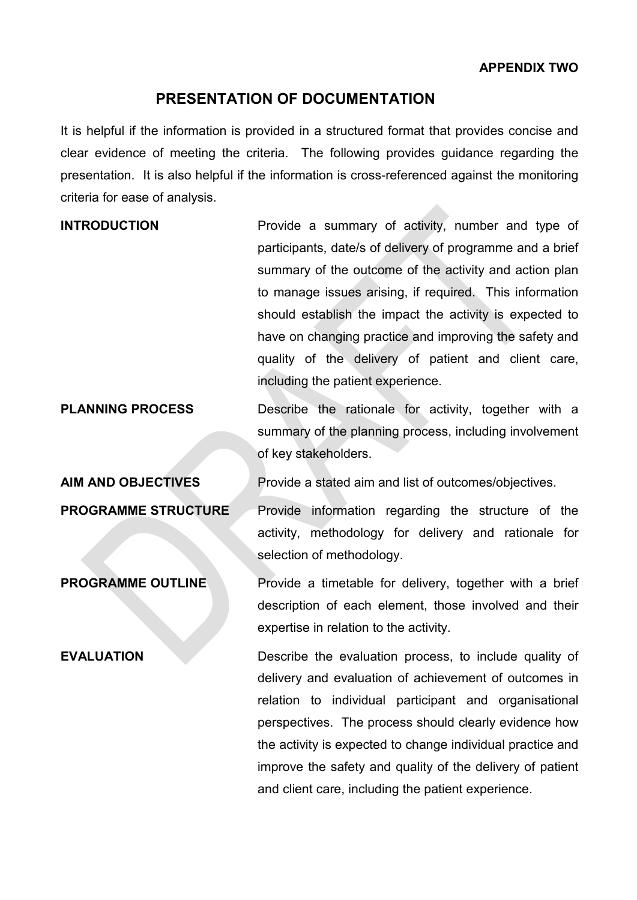**APPENDIX TWO**

## PRESENTATION OF DOCUMENTATION

It is helpful if the information is provided in a structured format that provides concise and clear evidence of meeting the criteria. The following provides guidance regarding the presentation. It is also helpful if the information is cross-referenced against the monitoring criteria for ease of analysis.

**INTRODUCTION**

Provide a summary of activity, number and type of participants, date/s of delivery of programme and a brief summary of the outcome of the activity and action plan to manage issues arising, if required. This information should establish the impact the activity is expected to have on changing practice and improving the safety and quality of the delivery of patient and client care, including the patient experience.

**PLANNING PROCESS**

Describe the rationale for activity, together with a summary of the planning process, including involvement of key stakeholders.

**AIM AND OBJECTIVES**

Provide a stated aim and list of outcomes/objectives.

**PROGRAMME STRUCTURE**

Provide information regarding the structure of the activity, methodology for delivery and rationale for selection of methodology.

**PROGRAMME OUTLINE**

Provide a timetable for delivery, together with a brief description of each element, those involved and their expertise in relation to the activity.

**EVALUATION**

Describe the evaluation process, to include quality of delivery and evaluation of achievement of outcomes in relation to individual participant and organisational perspectives. The process should clearly evidence how the activity is expected to change individual practice and improve the safety and quality of the delivery of patient and client care, including the patient experience.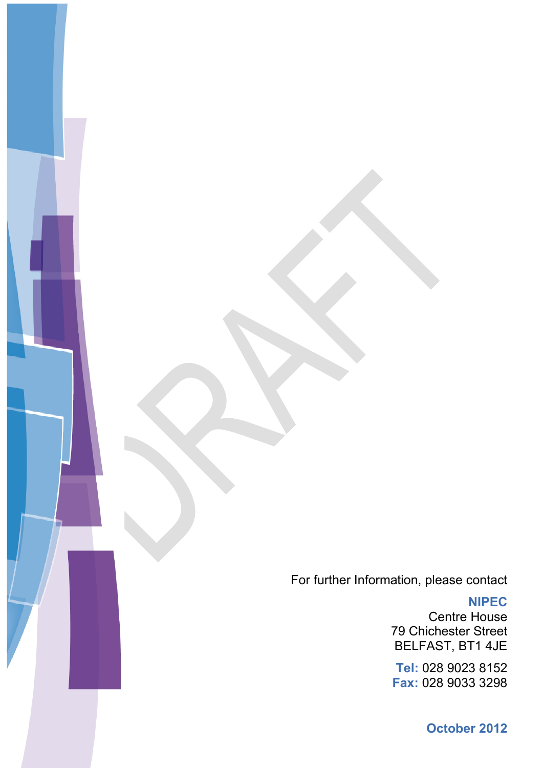For further Information, please contact

**NIPEC**
Centre House
79 Chichester Street
BELFAST, BT1 4JE

**Tel:** 028 9023 8152
**Fax:** 028 9033 3298

**October 2012**